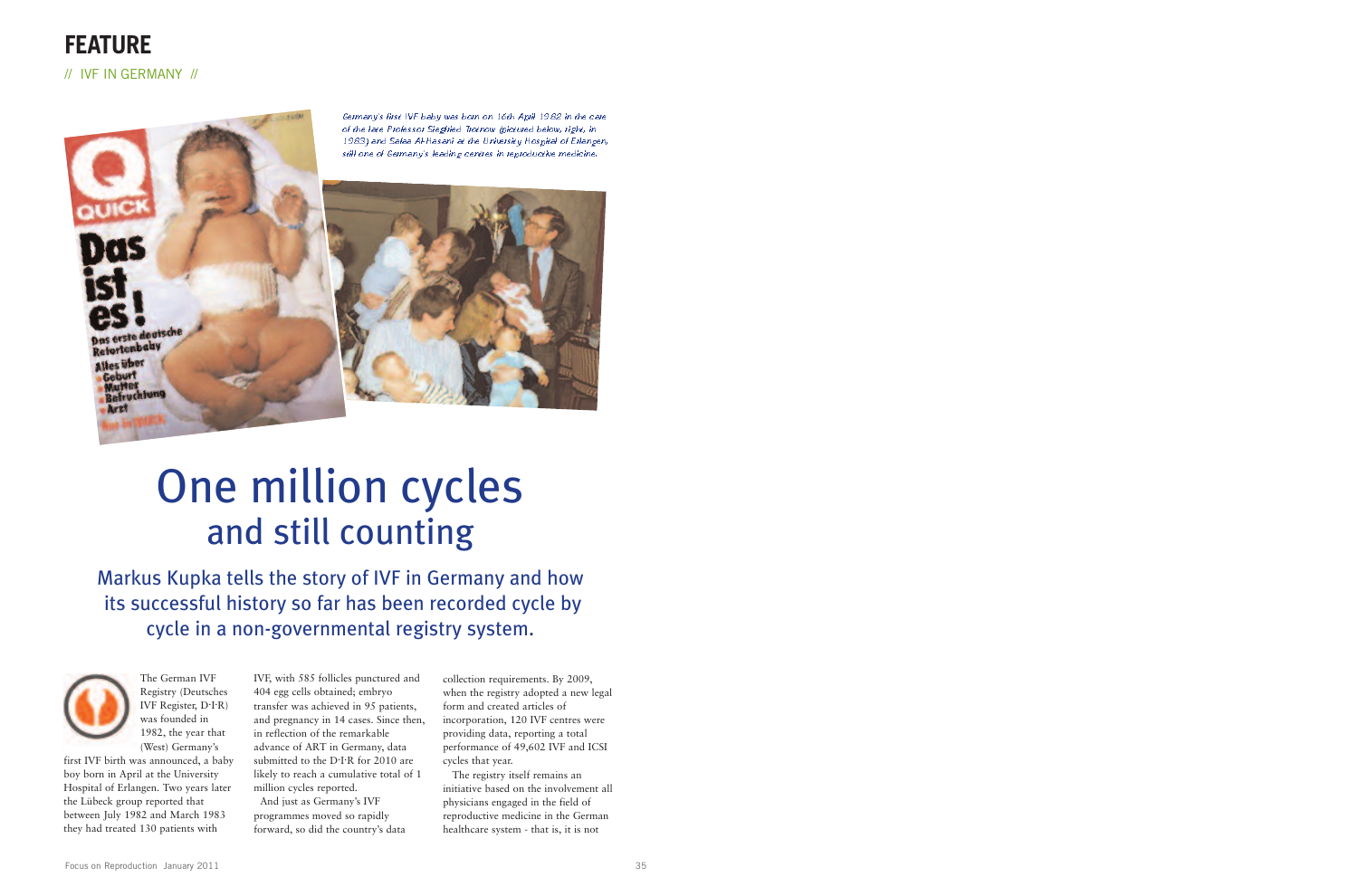# FEATURE

// IVF IN GERMANY //

*Germany's first IVF baby was born on 16th April 1982 in the care of the late Professor Siegfried Trotnow (pictured below, right, in 1983) and Safaa Al-Hasani at the University Hospital of Erlangen, still one of Germany's leading centres in reproductive medicine.*

# One million cycles and still counting

## Markus Kupka tells the story of IVF in Germany and how its successful history so far has been recorded cycle by cycle in a non-governmental registry system.

The German IVF Registry (Deutsches IVF Register, D·I·R) was founded in 1982, the year that (West) Germany's first IVF birth was announced, a baby boy born in April at the University Hospital of Erlangen. Two years later the Lübeck group reported that between July 1982 and March 1983 they had treated 130 patients with IVF, with 585 follicles punctured and 404 egg cells obtained; embryo transfer was achieved in 95 patients, and pregnancy in 14 cases. Since then, in reflection of the remarkable advance of ART in Germany, data submitted to the D·I·R for 2010 are likely to reach a cumulative total of 1 million cycles reported.

And just as Germany's IVF programmes moved so rapidly forward, so did the country's data collection requirements. By 2009, when the registry adopted a new legal form and created articles of incorporation, 120 IVF centres were providing data, reporting a total performance of 49,602 IVF and ICSI cycles that year.

The registry itself remains an initiative based on the involvement all physicians engaged in the field of reproductive medicine in the German healthcare system - that is, it is not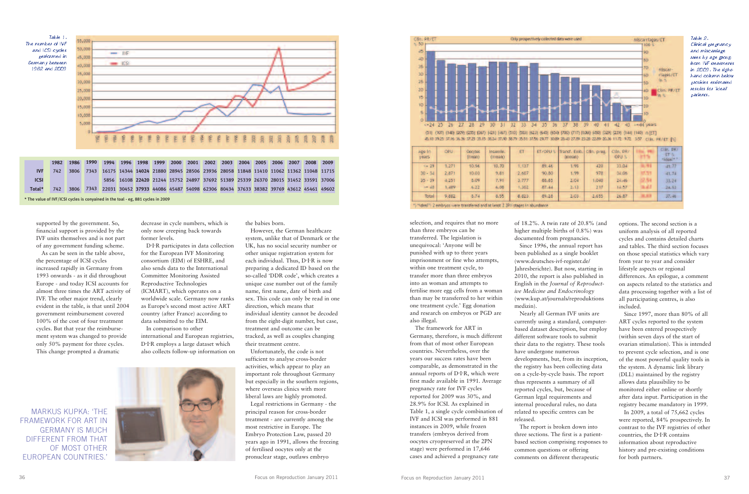Table 1. The number of IVF and ICSI cycles performed in Germany between 1982 and 2009

|  | 1982 | 1986 | 1990 | 1994 | 1996 | 1998 | 1999 | 2000 | 2001 | 2002 | 2003 | 2004 | 2005 | 2006 | 2007 | 2008 | 2009 |
|---|---|---|---|---|---|---|---|---|---|---|---|---|---|---|---|---|---|
| IVF | 742 | 3806 | 7343 | 16175 | 14344 | 14024 | 21880 | 28945 | 28506 | 23936 | 28058 | 11848 | 11410 | 11062 | 11362 | 11048 | 11715 |
| ICSI |  |  |  | 5856 | 16108 | 22420 | 21244 | 15752 | 24897 | 37692 | 51389 | 25339 | 26370 | 28015 | 31452 | 33591 | 37006 |
| Total* | 742 | 3806 | 7343 | 22031 | 30452 | 37933 | 44086 | 45487 | 54098 | 62306 | 80434 | 37633 | 38382 | 39769 | 43612 | 45461 | 49602 |

* The value of IVF/ICSI cycles is conyained in the toal - eg, 881 cycles in 2009

supported by the government. So, financial support is provided by the IVF units themselves and is not part of any government funding scheme.

As can be seen in the table above, the percentage of ICSI cycles increased rapidly in Germany from 1993 onwards - as it did throughout Europe - and today ICSI accounts for almost three times the ART activity of IVF. The other major trend, clearly evident in the table, is that until 2004 government reimbursement covered 100% of the cost of four treatment cycles. But that year the reimbursement system was changed to provide only 50% payment for three cycles. This change prompted a dramatic decrease in cycle numbers, which is only now creeping back towards former levels.

D·I·R participates in data collection for the European IVF Monitoring consortium (EIM) of ESHRE, and also sends data to the International Committee Monitoring Assisted Reproductive Technologies (ICMART), which operates on a worldwide scale. Germany now ranks as Europe's second most active ART country (after France) according to data submitted to the EIM.

In comparison to other international and European registries, D·I·R employs a large dataset which also collects follow-up information on the babies born.

However, the German healthcare system, unlike that of Denmark or the UK, has no social security number or other unique registration system for each individual. Thus, D·I·R is now preparing a dedicated ID based on the so-called 'DDR code', which creates a unique case number out of the family name, first name, date of birth and sex. This code can only be read in one direction, which means that individual identity cannot be decoded from the eight-digit number, but case, treatment and outcome can be tracked, as well as couples changing their treatment centre.

MARKUS KUPKA: 'THE FRAMEWORK FOR ART IN GERMANY IS MUCH DIFFERENT FROM THAT OF MOST OTHER EUROPEAN COUNTRIES.'

Unfortunately, the code is not sufficient to analyse cross-border activities, which appear to play an important role throughout Germany but especially in the southern regions, where overseas clinics with more liberal laws are highly promoted.

Legal restrictions in Germany - the principal reason for cross-border treatment - are currently among the most restrictive in Europe. The Embryo Protection Law, passed 20 years ago in 1991, allows the freezing of fertilised oocytes only at the pronuclear stage, outlaws embryo selection, and requires that no more than three embryos can be transferred. The legislation is unequivocal: 'Anyone will be punished with up to three years imprisonment or fine who attempts, within one treatment cycle, to transfer more than three embryos into an woman and attempts to fertilise more egg cells from a woman than may be transferred to her within one treatment cycle.' Egg donation and research on embryos or PGD are also illegal.

The framework for ART in Germany, therefore, is much different from that of most other European countries. Nevertheless, over the years our success rates have been comparable, as demonstrated in the annual reports of D·I·R, which were first made available in 1991. Average pregnancy rate for IVF cycles reported for 2009 was 30%, and 28.9% for ICSI. As explained in Table 1, a single cycle combination of IVF and ICSI was performed in 881 instances in 2009, while frozen transfers (embryos derived from oocytes cryopreserved at the 2PN stage) were performed in 17,646 cases and achieved a pregnancy rate of 18.2%. A twin rate of 20.8% (and higher multiple births of 0.8%) was documented from pregnancies.

Since 1996, the annual report has been published as a single booklet (www.deutsches-ivf-register.de/Jahresberichte). But now, starting in 2010, the report is also published in English in the *Journal of Reproductive Medicine and Endocrinology* (www.kup.at/journals/reproduktions medizin).

Nearly all German IVF units are currently using a standard, computer-based dataset description, but employ different software tools to submit their data to the registry. These tools have undergone numerous developments, but, from its inception, the registry has been collecting data on a cycle-by-cycle basis. The report thus represents a summary of all reported cycles, but, because of German legal requirements and internal procedural rules, no data related to specific centres can be released.

The report is broken down into three sections. The first is a patient-based section comprising responses to common questions or offering comments on different therapeutic options. The second section is a uniform analysis of all reported cycles and contains detailed charts and tables. The third section focuses on those special statistics which vary from year to year and consider lifestyle aspects or regional differences. An epilogue, a comment on aspects related to the statistics and data processing together with a list of all participating centres, is also included.

Since 1997, more than 80% of all ART cycles reported to the system have been entered prospectively (within seven days of the start of ovarian stimulation). This is intended to prevent cycle selection, and is one of the most powerful quality tools in the system. A dynamic link library (DLL) maintained by the registry allows data plausibility to be monitored either online or shortly after data input. Participation in the registry became mandatory in 1999.

In 2009, a total of 75,662 cycles were reported, 84% prospectively. In contrast to the IVF registries of other countries, the D·I·R contains information about reproductive history and pre-existing conditions for both partners.

Table 2. Clinical pregnancy and miscarriage rates by age group from IVF treatments in 2009. The right-hand column below provides estimated results for 'ideal' patients.

| Age in years | OPU | Oocytes (mean) | Inseminated (mean) | ET | ET/OPU % | Transf. Emb. (mean) | Clin. preg. | Clin. PR/OPU % | Clin. PR/ET % | Clin. PR/ET % "ideal"* |
|---|---|---|---|---|---|---|---|---|---|---|
| <= 29 | 1.271 | 10.96 | 10.70 | 1.137 | 89.46 | 1.95 | 420 | 33.04 | 36.94 | 41.77 |
| 30 - 34 | 2.871 | 10.03 | 9.81 | 2.607 | 90.80 | 1.99 | 978 | 34.06 | 37.51 | 41.74 |
| 35 - 39 | 4.251 | 8.09 | 7.91 | 3.777 | 88.85 | 2.04 | 1.040 | 24.46 | 27.54 | 33.24 |
| >= 40 | 1.489 | 6.22 | 6.08 | 1.302 | 87.44 | 2.13 | 217 | 14.57 | 16.67 | 24.51 |
| Total | 9.882 | 8.74 | 8.55 | 8.823 | 89.28 | 2.03 | 2.655 | 26.87 | 30.09 | 37.46 |

*) "ideal": 2 embryos were transferred and at least 2 2PN stages in abundance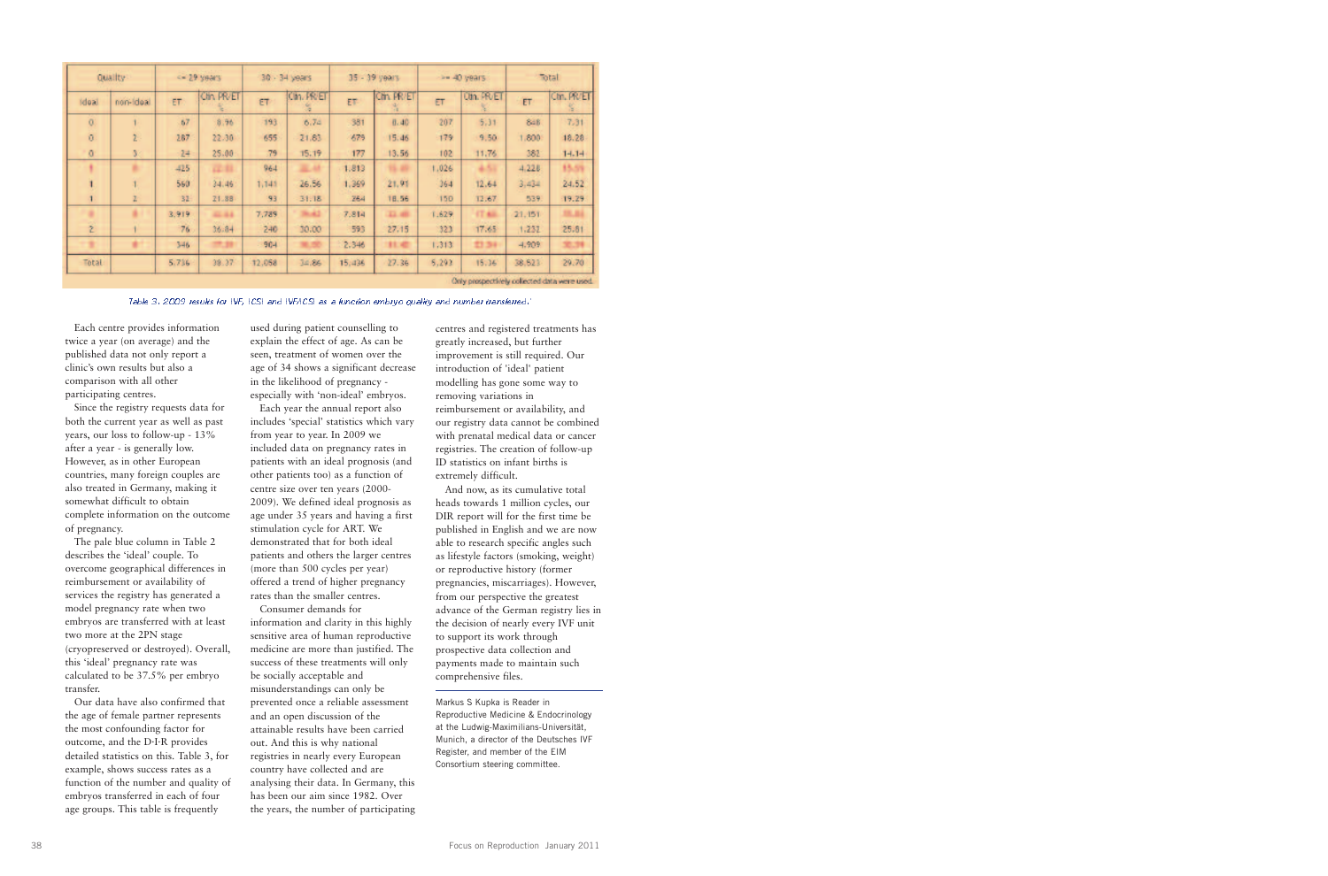| Quality | | <= 29 years | | 30 - 34 years | | 35 - 39 years | | >= 40 years | | Total | |
|---|---|---|---|---|---|---|---|---|---|---|---|
| Ideal | non-ideal | ET | Clin. PR/ET % | ET | Clin. PR/ET % | ET | Clin. PR/ET % | ET | Clin. PR/ET % | ET | Clin. PR/ET % |
| 0 | 1 | 67 | 8.96 | 193 | 6.74 | 381 | 8.40 | 207 | 5.31 | 848 | 7.31 |
| 0 | 2 | 287 | 22.30 | 655 | 21.83 | 679 | 15.46 | 179 | 9.50 | 1,800 | 18.20 |
| 0 | 3 | 24 | 25.00 | 79 | 15.19 | 177 | 13.56 | 102 | 11.76 | 382 | 14.14 |
| 1 | 0 | 415 | | 964 | | 1,813 | | 1,026 | | 4,228 | |
| 1 | 1 | 560 | 34.46 | 1,141 | 26.56 | 1,369 | 21.91 | 364 | 12.64 | 3,434 | 24.52 |
| 1 | 2 | 32 | 21.88 | 93 | 31.18 | 264 | 18.56 | 150 | 12.67 | 539 | 19.29 |
| 2 | 0 | 3,919 | | 7,789 | | 7,814 | | 1,629 | | 21,151 | |
| 2 | 1 | 76 | 36.84 | 240 | 30.00 | 593 | 27.15 | 323 | 17.65 | 1,232 | 25.81 |
| 3 | 0 | 346 | | 904 | | 2,346 | | 1,313 | | 4,909 | |
| Total | | 5,736 | 38.37 | 12,058 | 34.86 | 15,436 | 27.36 | 5,293 | 15.36 | 38,523 | 29.70 |

Only prospectively collected data were used.

*Table 3. 2009 results for IVF, ICSI and IVF/ICSI as a function embryo quality and number transferred.*

Each centre provides information twice a year (on average) and the published data not only report a clinic's own results but also a comparison with all other participating centres.

Since the registry requests data for both the current year as well as past years, our loss to follow-up - 13% after a year - is generally low. However, as in other European countries, many foreign couples are also treated in Germany, making it somewhat difficult to obtain complete information on the outcome of pregnancy.

The pale blue column in Table 2 describes the 'ideal' couple. To overcome geographical differences in reimbursement or availability of services the registry has generated a model pregnancy rate when two embryos are transferred with at least two more at the 2PN stage (cryopreserved or destroyed). Overall, this 'ideal' pregnancy rate was calculated to be 37.5% per embryo transfer.

Our data have also confirmed that the age of female partner represents the most confounding factor for outcome, and the D·I·R provides detailed statistics on this. Table 3, for example, shows success rates as a function of the number and quality of embryos transferred in each of four age groups. This table is frequently used during patient counselling to explain the effect of age. As can be seen, treatment of women over the age of 34 shows a significant decrease in the likelihood of pregnancy - especially with 'non-ideal' embryos.

Each year the annual report also includes 'special' statistics which vary from year to year. In 2009 we included data on pregnancy rates in patients with an ideal prognosis (and other patients too) as a function of centre size over ten years (2000-2009). We defined ideal prognosis as age under 35 years and having a first stimulation cycle for ART. We demonstrated that for both ideal patients and others the larger centres (more than 500 cycles per year) offered a trend of higher pregnancy rates than the smaller centres.

Consumer demands for information and clarity in this highly sensitive area of human reproductive medicine are more than justified. The success of these treatments will only be socially acceptable and misunderstandings can only be prevented once a reliable assessment and an open discussion of the attainable results have been carried out. And this is why national registries in nearly every European country have collected and are analysing their data. In Germany, this has been our aim since 1982. Over the years, the number of participating centres and registered treatments has greatly increased, but further improvement is still required. Our introduction of 'ideal' patient modelling has gone some way to removing variations in reimbursement or availability, and our registry data cannot be combined with prenatal medical data or cancer registries. The creation of follow-up ID statistics on infant births is extremely difficult.

And now, as its cumulative total heads towards 1 million cycles, our DIR report will for the first time be published in English and we are now able to research specific angles such as lifestyle factors (smoking, weight) or reproductive history (former pregnancies, miscarriages). However, from our perspective the greatest advance of the German registry lies in the decision of nearly every IVF unit to support its work through prospective data collection and payments made to maintain such comprehensive files.

---

Markus S Kupka is Reader in Reproductive Medicine & Endocrinology at the Ludwig-Maximilians-Universität, Munich, a director of the Deutsches IVF Register, and member of the EIM Consortium steering committee.